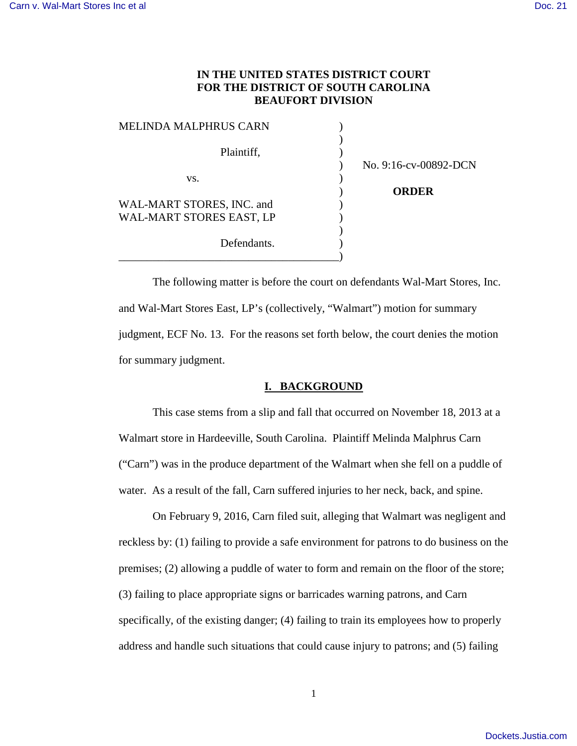IN THE UNITED STATES DISTRICT COURT
FOR THE DISTRICT OF SOUTH CAROLINA
BEAUFORT DIVISION

| | | |
|---|---|---|
| MELINDA MALPHRUS CARN<br><br>Plaintiff,<br><br>vs.<br><br>WAL-MART STORES, INC. and<br>WAL-MART STORES EAST, LP<br><br>Defendants. | ) | No. 9:16-cv-00892-DCN<br><br>**ORDER** |

The following matter is before the court on defendants Wal-Mart Stores, Inc. and Wal-Mart Stores East, LP's (collectively, "Walmart") motion for summary judgment, ECF No. 13. For the reasons set forth below, the court denies the motion for summary judgment.

## I. BACKGROUND

This case stems from a slip and fall that occurred on November 18, 2013 at a Walmart store in Hardeeville, South Carolina. Plaintiff Melinda Malphrus Carn ("Carn") was in the produce department of the Walmart when she fell on a puddle of water. As a result of the fall, Carn suffered injuries to her neck, back, and spine.

On February 9, 2016, Carn filed suit, alleging that Walmart was negligent and reckless by: (1) failing to provide a safe environment for patrons to do business on the premises; (2) allowing a puddle of water to form and remain on the floor of the store; (3) failing to place appropriate signs or barricades warning patrons, and Carn specifically, of the existing danger; (4) failing to train its employees how to properly address and handle such situations that could cause injury to patrons; and (5) failing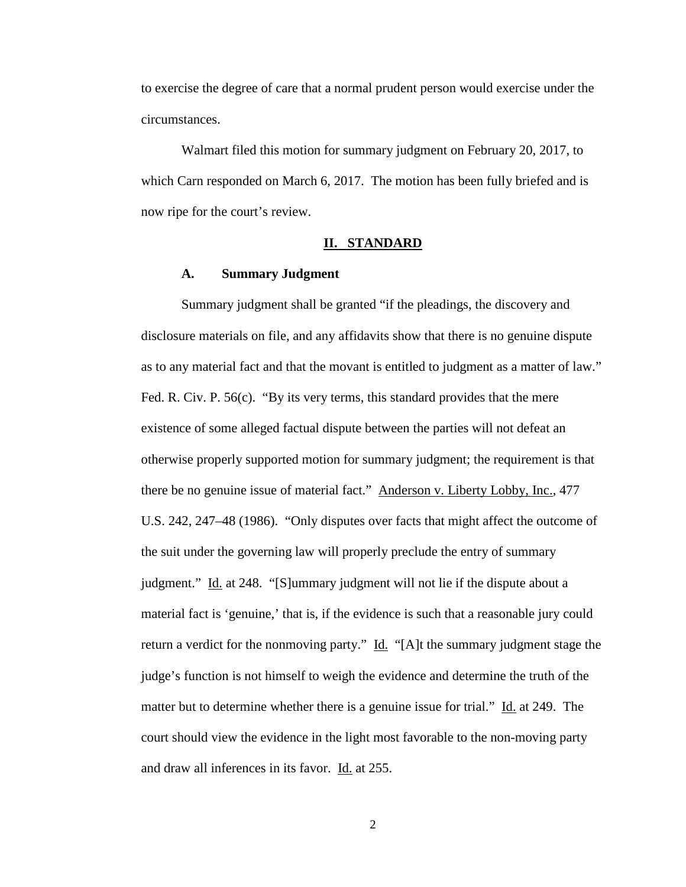to exercise the degree of care that a normal prudent person would exercise under the circumstances.

Walmart filed this motion for summary judgment on February 20, 2017, to which Carn responded on March 6, 2017. The motion has been fully briefed and is now ripe for the court's review.

## II. STANDARD

### A. Summary Judgment

Summary judgment shall be granted "if the pleadings, the discovery and disclosure materials on file, and any affidavits show that there is no genuine dispute as to any material fact and that the movant is entitled to judgment as a matter of law." Fed. R. Civ. P. 56(c). "By its very terms, this standard provides that the mere existence of some alleged factual dispute between the parties will not defeat an otherwise properly supported motion for summary judgment; the requirement is that there be no genuine issue of material fact." Anderson v. Liberty Lobby, Inc., 477 U.S. 242, 247–48 (1986). "Only disputes over facts that might affect the outcome of the suit under the governing law will properly preclude the entry of summary judgment." Id. at 248. "[S]ummary judgment will not lie if the dispute about a material fact is 'genuine,' that is, if the evidence is such that a reasonable jury could return a verdict for the nonmoving party." Id. "[A]t the summary judgment stage the judge's function is not himself to weigh the evidence and determine the truth of the matter but to determine whether there is a genuine issue for trial." Id. at 249. The court should view the evidence in the light most favorable to the non-moving party and draw all inferences in its favor. Id. at 255.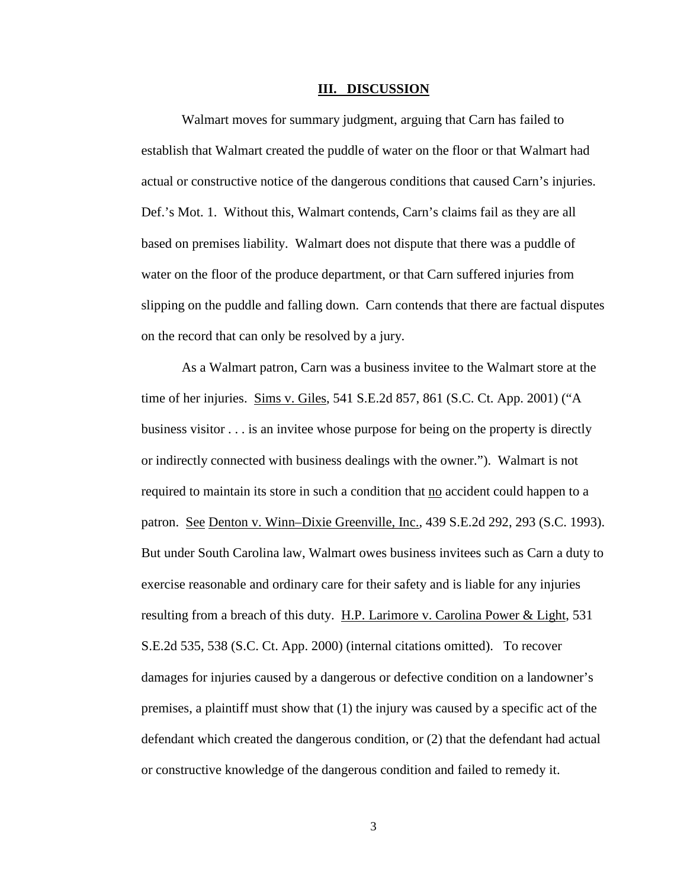## III. DISCUSSION

Walmart moves for summary judgment, arguing that Carn has failed to establish that Walmart created the puddle of water on the floor or that Walmart had actual or constructive notice of the dangerous conditions that caused Carn's injuries. Def.'s Mot. 1. Without this, Walmart contends, Carn's claims fail as they are all based on premises liability. Walmart does not dispute that there was a puddle of water on the floor of the produce department, or that Carn suffered injuries from slipping on the puddle and falling down. Carn contends that there are factual disputes on the record that can only be resolved by a jury.

As a Walmart patron, Carn was a business invitee to the Walmart store at the time of her injuries. Sims v. Giles, 541 S.E.2d 857, 861 (S.C. Ct. App. 2001) ("A business visitor . . . is an invitee whose purpose for being on the property is directly or indirectly connected with business dealings with the owner."). Walmart is not required to maintain its store in such a condition that no accident could happen to a patron. See Denton v. Winn–Dixie Greenville, Inc., 439 S.E.2d 292, 293 (S.C. 1993). But under South Carolina law, Walmart owes business invitees such as Carn a duty to exercise reasonable and ordinary care for their safety and is liable for any injuries resulting from a breach of this duty. H.P. Larimore v. Carolina Power & Light, 531 S.E.2d 535, 538 (S.C. Ct. App. 2000) (internal citations omitted). To recover damages for injuries caused by a dangerous or defective condition on a landowner's premises, a plaintiff must show that (1) the injury was caused by a specific act of the defendant which created the dangerous condition, or (2) that the defendant had actual or constructive knowledge of the dangerous condition and failed to remedy it.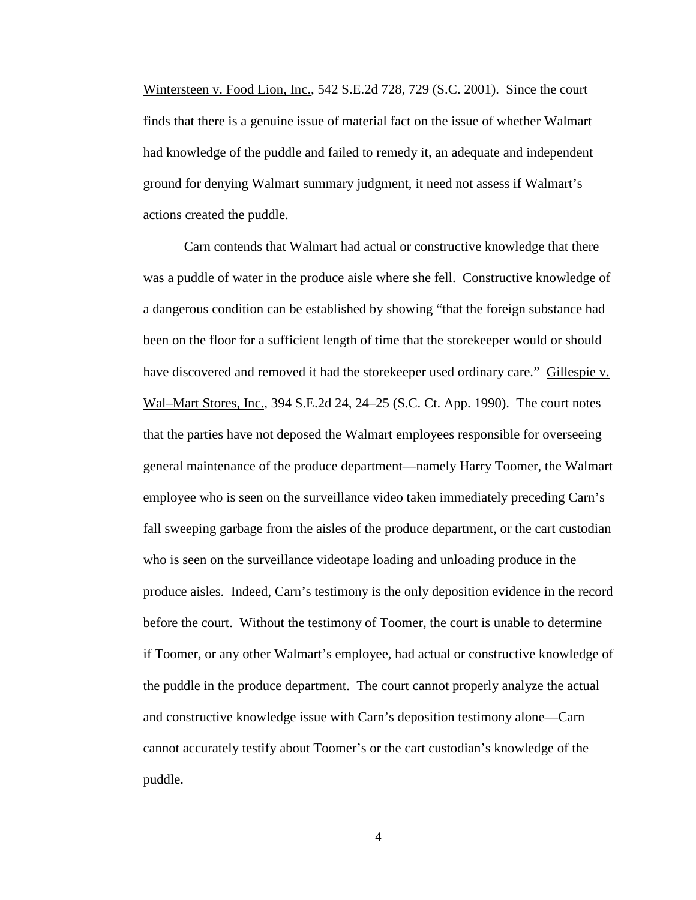Wintersteen v. Food Lion, Inc., 542 S.E.2d 728, 729 (S.C. 2001). Since the court finds that there is a genuine issue of material fact on the issue of whether Walmart had knowledge of the puddle and failed to remedy it, an adequate and independent ground for denying Walmart summary judgment, it need not assess if Walmart's actions created the puddle.

Carn contends that Walmart had actual or constructive knowledge that there was a puddle of water in the produce aisle where she fell. Constructive knowledge of a dangerous condition can be established by showing "that the foreign substance had been on the floor for a sufficient length of time that the storekeeper would or should have discovered and removed it had the storekeeper used ordinary care." Gillespie v. Wal–Mart Stores, Inc., 394 S.E.2d 24, 24–25 (S.C. Ct. App. 1990). The court notes that the parties have not deposed the Walmart employees responsible for overseeing general maintenance of the produce department—namely Harry Toomer, the Walmart employee who is seen on the surveillance video taken immediately preceding Carn's fall sweeping garbage from the aisles of the produce department, or the cart custodian who is seen on the surveillance videotape loading and unloading produce in the produce aisles. Indeed, Carn's testimony is the only deposition evidence in the record before the court. Without the testimony of Toomer, the court is unable to determine if Toomer, or any other Walmart's employee, had actual or constructive knowledge of the puddle in the produce department. The court cannot properly analyze the actual and constructive knowledge issue with Carn's deposition testimony alone—Carn cannot accurately testify about Toomer's or the cart custodian's knowledge of the puddle.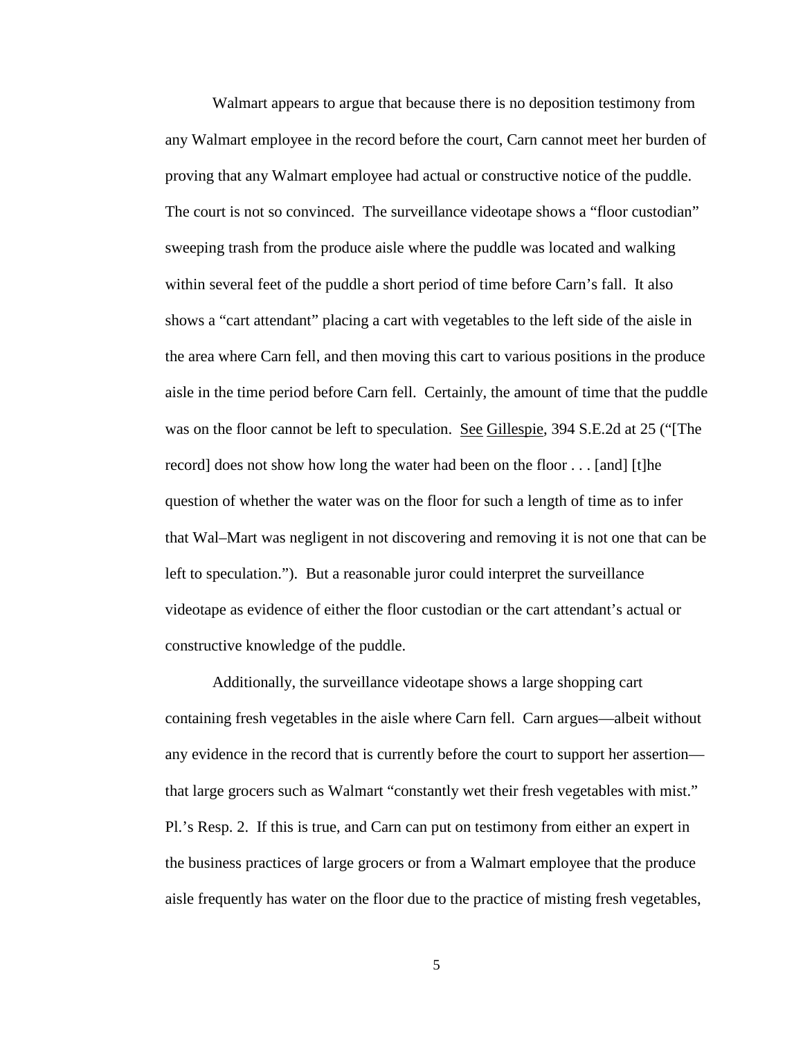Walmart appears to argue that because there is no deposition testimony from any Walmart employee in the record before the court, Carn cannot meet her burden of proving that any Walmart employee had actual or constructive notice of the puddle. The court is not so convinced. The surveillance videotape shows a "floor custodian" sweeping trash from the produce aisle where the puddle was located and walking within several feet of the puddle a short period of time before Carn's fall. It also shows a "cart attendant" placing a cart with vegetables to the left side of the aisle in the area where Carn fell, and then moving this cart to various positions in the produce aisle in the time period before Carn fell. Certainly, the amount of time that the puddle was on the floor cannot be left to speculation. See Gillespie, 394 S.E.2d at 25 ("[The record] does not show how long the water had been on the floor . . . [and] [t]he question of whether the water was on the floor for such a length of time as to infer that Wal–Mart was negligent in not discovering and removing it is not one that can be left to speculation."). But a reasonable juror could interpret the surveillance videotape as evidence of either the floor custodian or the cart attendant's actual or constructive knowledge of the puddle.

Additionally, the surveillance videotape shows a large shopping cart containing fresh vegetables in the aisle where Carn fell. Carn argues—albeit without any evidence in the record that is currently before the court to support her assertion—that large grocers such as Walmart "constantly wet their fresh vegetables with mist." Pl.'s Resp. 2. If this is true, and Carn can put on testimony from either an expert in the business practices of large grocers or from a Walmart employee that the produce aisle frequently has water on the floor due to the practice of misting fresh vegetables,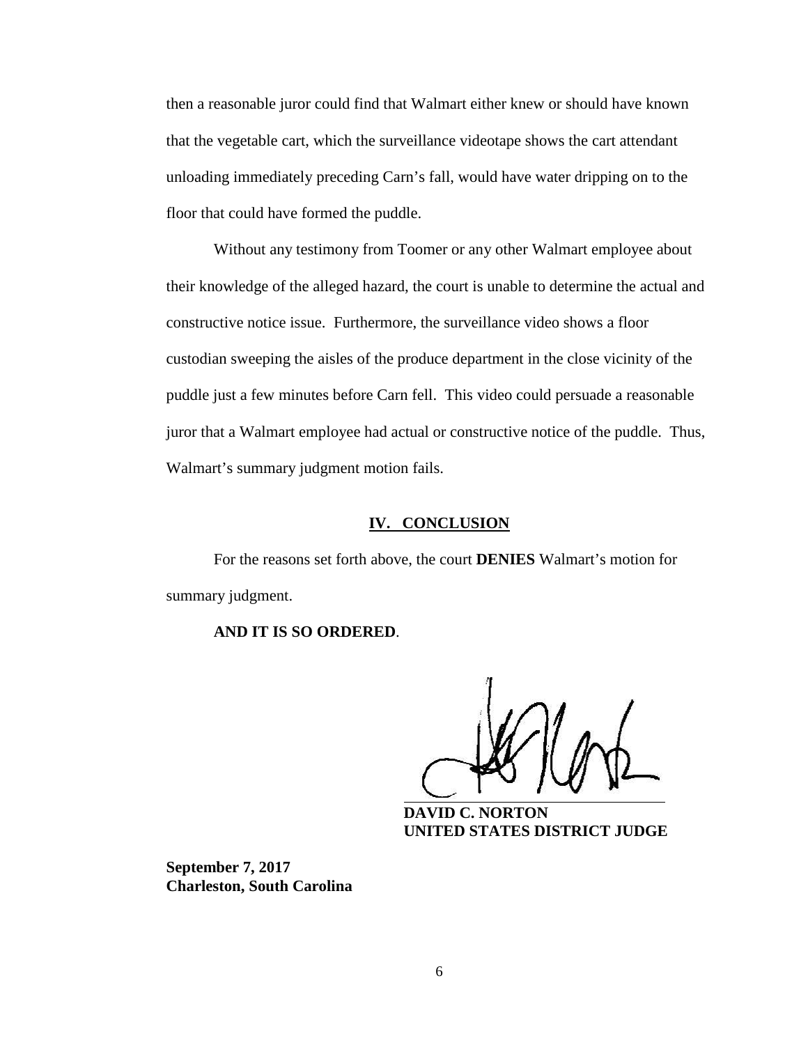then a reasonable juror could find that Walmart either knew or should have known that the vegetable cart, which the surveillance videotape shows the cart attendant unloading immediately preceding Carn's fall, would have water dripping on to the floor that could have formed the puddle.

Without any testimony from Toomer or any other Walmart employee about their knowledge of the alleged hazard, the court is unable to determine the actual and constructive notice issue. Furthermore, the surveillance video shows a floor custodian sweeping the aisles of the produce department in the close vicinity of the puddle just a few minutes before Carn fell. This video could persuade a reasonable juror that a Walmart employee had actual or constructive notice of the puddle. Thus, Walmart's summary judgment motion fails.

## IV. CONCLUSION

For the reasons set forth above, the court **DENIES** Walmart's motion for summary judgment.

**AND IT IS SO ORDERED**.

**DAVID C. NORTON**
**UNITED STATES DISTRICT JUDGE**

**September 7, 2017**
**Charleston, South Carolina**